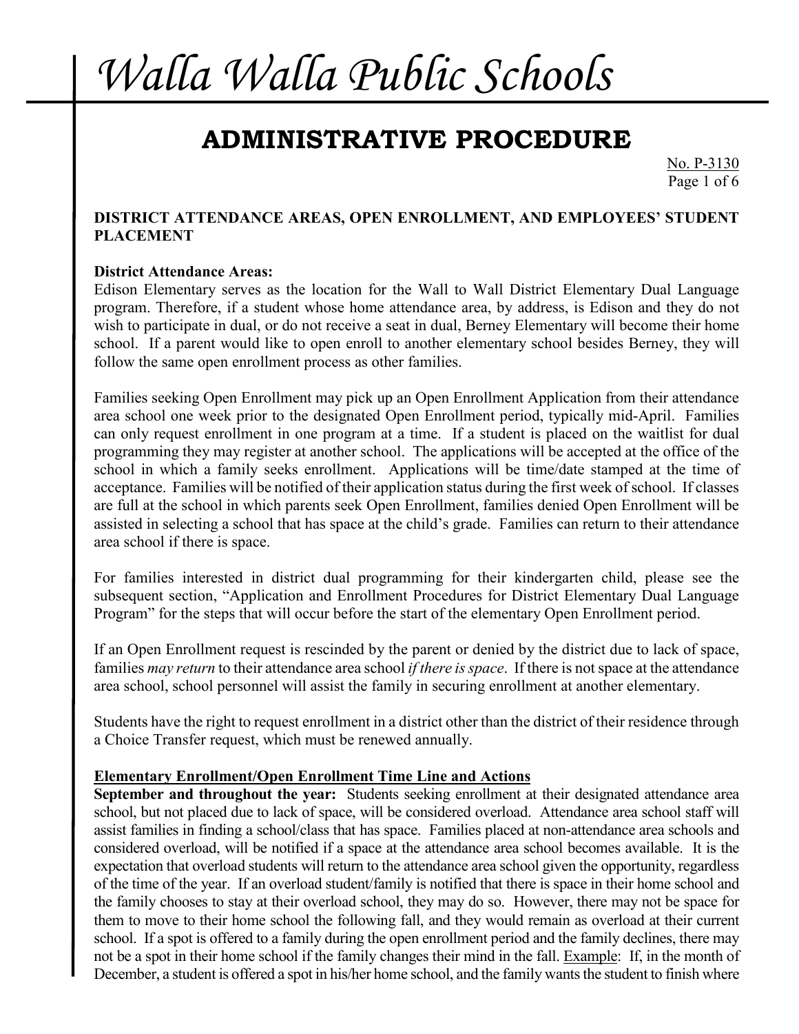# Walla Walla Public Schools

## ADMINISTRATIVE PROCEDURE

No. P-3130

### DISTRICT ATTENDANCE AREAS, OPEN ENROLLMENT, AND EMPLOYEES' STUDENT PLACEMENT

**District Attendance Areas:**
Edison Elementary serves as the location for the Wall to Wall District Elementary Dual Language program. Therefore, if a student whose home attendance area, by address, is Edison and they do not wish to participate in dual, or do not receive a seat in dual, Berney Elementary will become their home school. If a parent would like to open enroll to another elementary school besides Berney, they will follow the same open enrollment process as other families.

Families seeking Open Enrollment may pick up an Open Enrollment Application from their attendance area school one week prior to the designated Open Enrollment period, typically mid-April. Families can only request enrollment in one program at a time. If a student is placed on the waitlist for dual programming they may register at another school. The applications will be accepted at the office of the school in which a family seeks enrollment. Applications will be time/date stamped at the time of acceptance. Families will be notified of their application status during the first week of school. If classes are full at the school in which parents seek Open Enrollment, families denied Open Enrollment will be assisted in selecting a school that has space at the child's grade. Families can return to their attendance area school if there is space.

For families interested in district dual programming for their kindergarten child, please see the subsequent section, "Application and Enrollment Procedures for District Elementary Dual Language Program" for the steps that will occur before the start of the elementary Open Enrollment period.

If an Open Enrollment request is rescinded by the parent or denied by the district due to lack of space, families *may return* to their attendance area school *if there is space*. If there is not space at the attendance area school, school personnel will assist the family in securing enrollment at another elementary.

Students have the right to request enrollment in a district other than the district of their residence through a Choice Transfer request, which must be renewed annually.

**Elementary Enrollment/Open Enrollment Time Line and Actions**

**September and throughout the year:** Students seeking enrollment at their designated attendance area school, but not placed due to lack of space, will be considered overload. Attendance area school staff will assist families in finding a school/class that has space. Families placed at non-attendance area schools and considered overload, will be notified if a space at the attendance area school becomes available. It is the expectation that overload students will return to the attendance area school given the opportunity, regardless of the time of the year. If an overload student/family is notified that there is space in their home school and the family chooses to stay at their overload school, they may do so. However, there may not be space for them to move to their home school the following fall, and they would remain as overload at their current school. If a spot is offered to a family during the open enrollment period and the family declines, there may not be a spot in their home school if the family changes their mind in the fall. Example: If, in the month of December, a student is offered a spot in his/her home school, and the family wants the student to finish where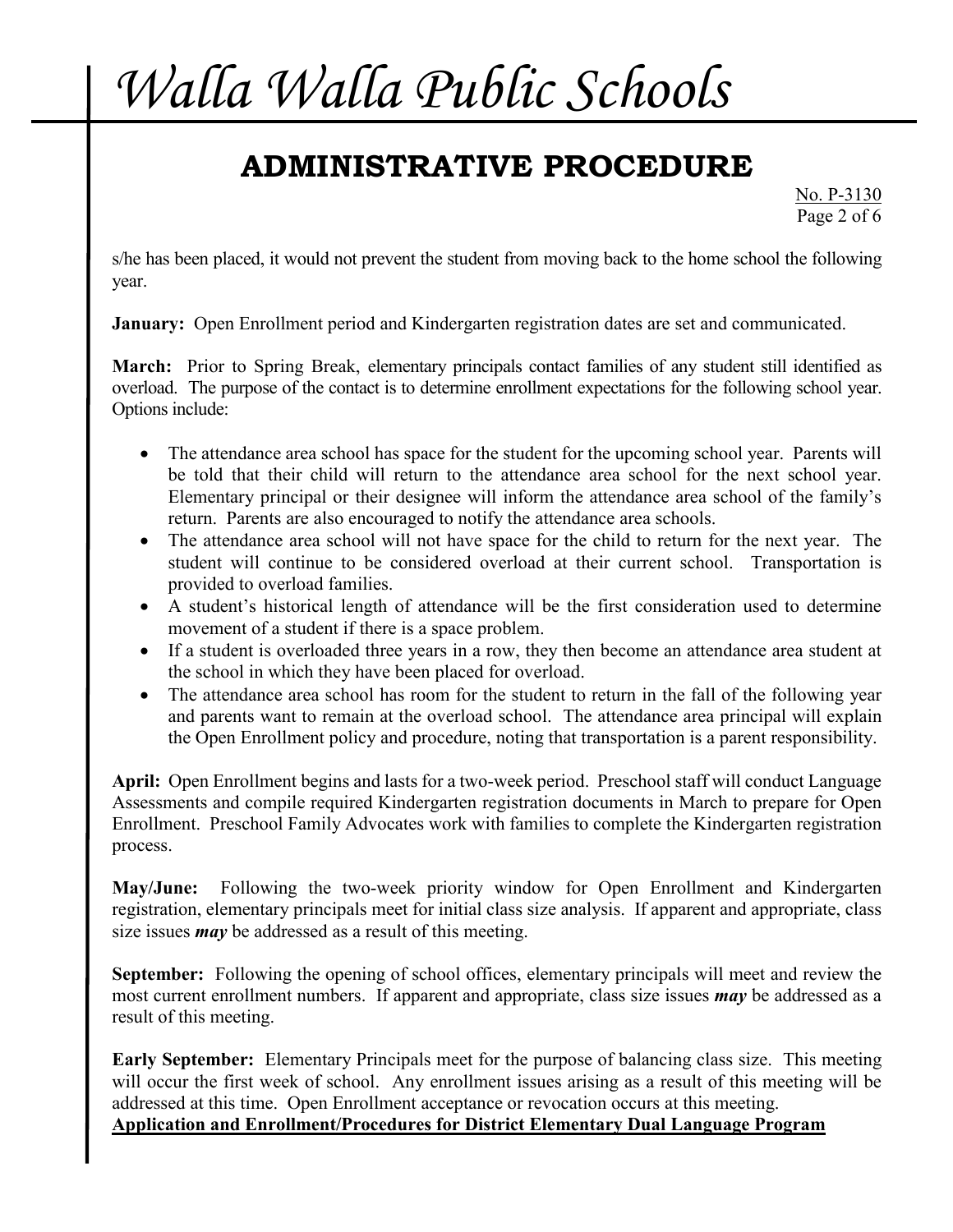s/he has been placed, it would not prevent the student from moving back to the home school the following year.

**January:** Open Enrollment period and Kindergarten registration dates are set and communicated.

**March:** Prior to Spring Break, elementary principals contact families of any student still identified as overload. The purpose of the contact is to determine enrollment expectations for the following school year. Options include:

- The attendance area school has space for the student for the upcoming school year. Parents will be told that their child will return to the attendance area school for the next school year. Elementary principal or their designee will inform the attendance area school of the family's return. Parents are also encouraged to notify the attendance area schools.
- The attendance area school will not have space for the child to return for the next year. The student will continue to be considered overload at their current school. Transportation is provided to overload families.
- A student's historical length of attendance will be the first consideration used to determine movement of a student if there is a space problem.
- If a student is overloaded three years in a row, they then become an attendance area student at the school in which they have been placed for overload.
- The attendance area school has room for the student to return in the fall of the following year and parents want to remain at the overload school. The attendance area principal will explain the Open Enrollment policy and procedure, noting that transportation is a parent responsibility.

**April:** Open Enrollment begins and lasts for a two-week period. Preschool staff will conduct Language Assessments and compile required Kindergarten registration documents in March to prepare for Open Enrollment. Preschool Family Advocates work with families to complete the Kindergarten registration process.

**May/June:** Following the two-week priority window for Open Enrollment and Kindergarten registration, elementary principals meet for initial class size analysis. If apparent and appropriate, class size issues ***may*** be addressed as a result of this meeting.

**September:** Following the opening of school offices, elementary principals will meet and review the most current enrollment numbers. If apparent and appropriate, class size issues ***may*** be addressed as a result of this meeting.

**Early September:** Elementary Principals meet for the purpose of balancing class size. This meeting will occur the first week of school. Any enrollment issues arising as a result of this meeting will be addressed at this time. Open Enrollment acceptance or revocation occurs at this meeting.

**Application and Enrollment/Procedures for District Elementary Dual Language Program**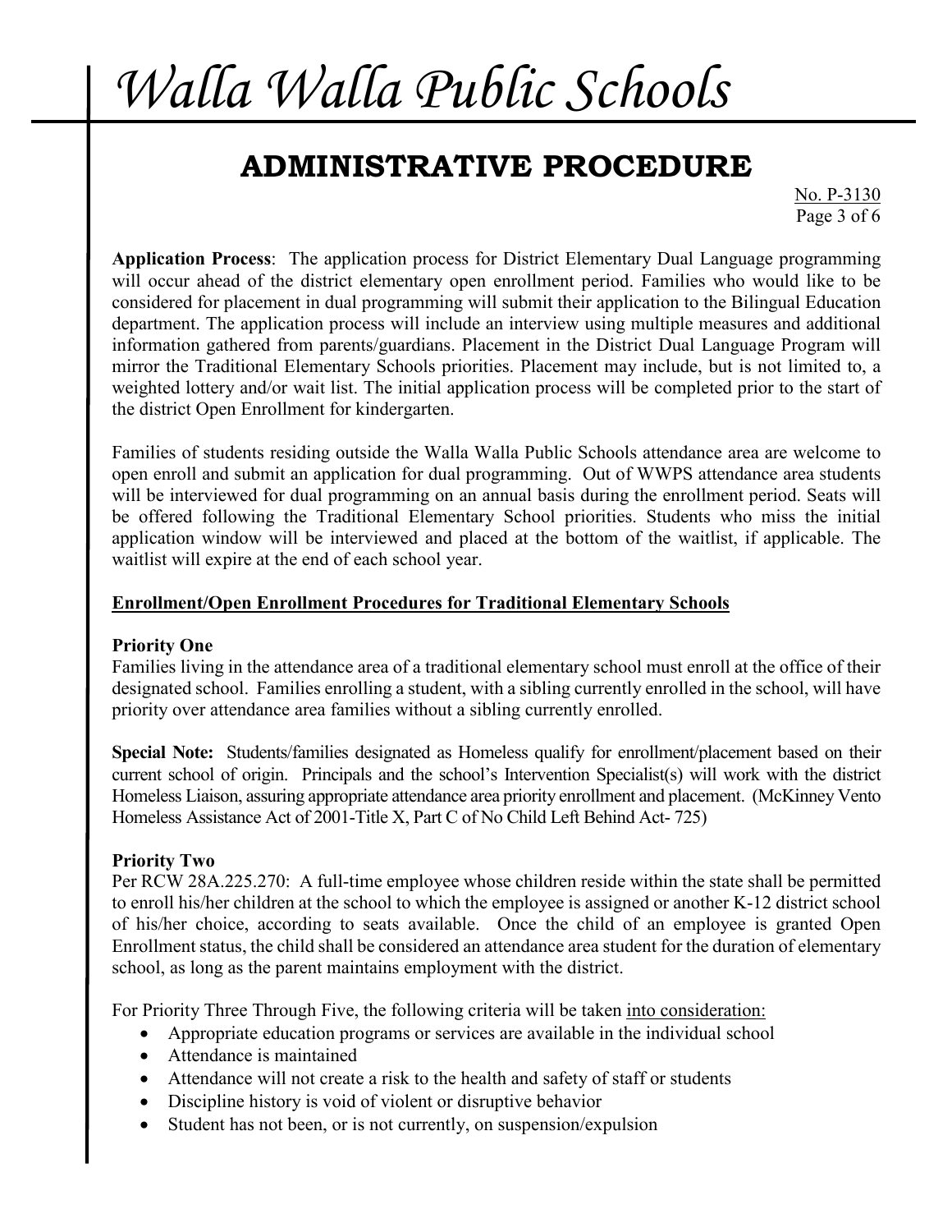**Application Process**: The application process for District Elementary Dual Language programming will occur ahead of the district elementary open enrollment period. Families who would like to be considered for placement in dual programming will submit their application to the Bilingual Education department. The application process will include an interview using multiple measures and additional information gathered from parents/guardians. Placement in the District Dual Language Program will mirror the Traditional Elementary Schools priorities. Placement may include, but is not limited to, a weighted lottery and/or wait list. The initial application process will be completed prior to the start of the district Open Enrollment for kindergarten.

Families of students residing outside the Walla Walla Public Schools attendance area are welcome to open enroll and submit an application for dual programming. Out of WWPS attendance area students will be interviewed for dual programming on an annual basis during the enrollment period. Seats will be offered following the Traditional Elementary School priorities. Students who miss the initial application window will be interviewed and placed at the bottom of the waitlist, if applicable. The waitlist will expire at the end of each school year.

## Enrollment/Open Enrollment Procedures for Traditional Elementary Schools

### Priority One

Families living in the attendance area of a traditional elementary school must enroll at the office of their designated school. Families enrolling a student, with a sibling currently enrolled in the school, will have priority over attendance area families without a sibling currently enrolled.

**Special Note:** Students/families designated as Homeless qualify for enrollment/placement based on their current school of origin. Principals and the school's Intervention Specialist(s) will work with the district Homeless Liaison, assuring appropriate attendance area priority enrollment and placement. (McKinney Vento Homeless Assistance Act of 2001-Title X, Part C of No Child Left Behind Act- 725)

### Priority Two

Per RCW 28A.225.270: A full-time employee whose children reside within the state shall be permitted to enroll his/her children at the school to which the employee is assigned or another K-12 district school of his/her choice, according to seats available. Once the child of an employee is granted Open Enrollment status, the child shall be considered an attendance area student for the duration of elementary school, as long as the parent maintains employment with the district.

For Priority Three Through Five, the following criteria will be taken into consideration:

- Appropriate education programs or services are available in the individual school
- Attendance is maintained
- Attendance will not create a risk to the health and safety of staff or students
- Discipline history is void of violent or disruptive behavior
- Student has not been, or is not currently, on suspension/expulsion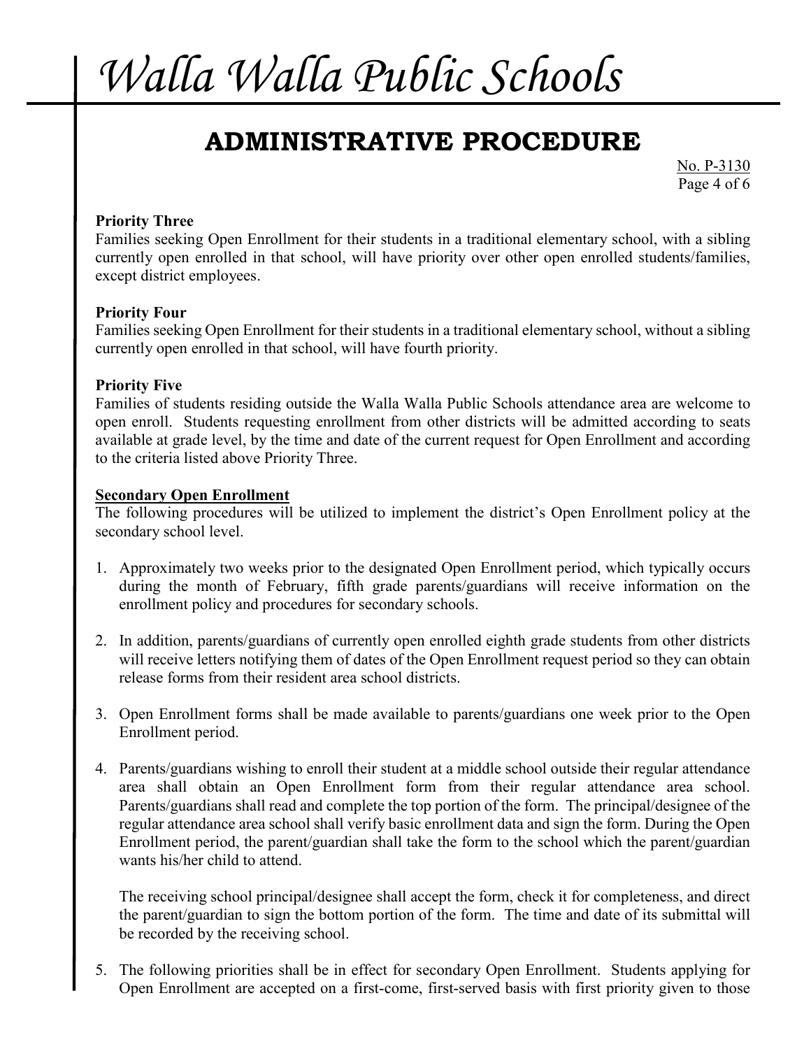**Priority Three**
Families seeking Open Enrollment for their students in a traditional elementary school, with a sibling currently open enrolled in that school, will have priority over other open enrolled students/families, except district employees.

**Priority Four**
Families seeking Open Enrollment for their students in a traditional elementary school, without a sibling currently open enrolled in that school, will have fourth priority.

**Priority Five**
Families of students residing outside the Walla Walla Public Schools attendance area are welcome to open enroll. Students requesting enrollment from other districts will be admitted according to seats available at grade level, by the time and date of the current request for Open Enrollment and according to the criteria listed above Priority Three.

**Secondary Open Enrollment**
The following procedures will be utilized to implement the district's Open Enrollment policy at the secondary school level.

1. Approximately two weeks prior to the designated Open Enrollment period, which typically occurs during the month of February, fifth grade parents/guardians will receive information on the enrollment policy and procedures for secondary schools.

2. In addition, parents/guardians of currently open enrolled eighth grade students from other districts will receive letters notifying them of dates of the Open Enrollment request period so they can obtain release forms from their resident area school districts.

3. Open Enrollment forms shall be made available to parents/guardians one week prior to the Open Enrollment period.

4. Parents/guardians wishing to enroll their student at a middle school outside their regular attendance area shall obtain an Open Enrollment form from their regular attendance area school. Parents/guardians shall read and complete the top portion of the form. The principal/designee of the regular attendance area school shall verify basic enrollment data and sign the form. During the Open Enrollment period, the parent/guardian shall take the form to the school which the parent/guardian wants his/her child to attend.

   The receiving school principal/designee shall accept the form, check it for completeness, and direct the parent/guardian to sign the bottom portion of the form. The time and date of its submittal will be recorded by the receiving school.

5. The following priorities shall be in effect for secondary Open Enrollment. Students applying for Open Enrollment are accepted on a first-come, first-served basis with first priority given to those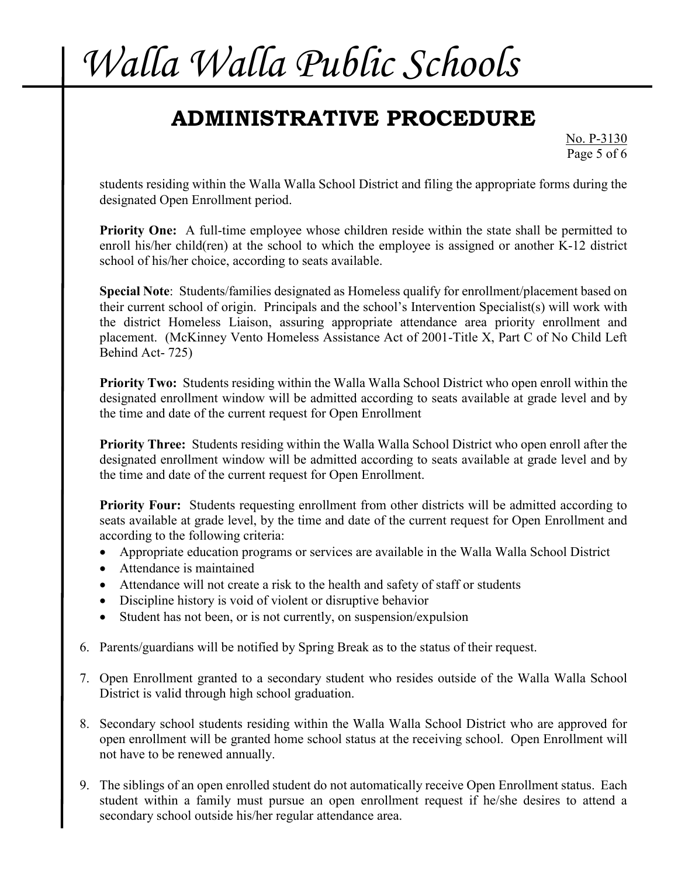students residing within the Walla Walla School District and filing the appropriate forms during the designated Open Enrollment period.

**Priority One:** A full-time employee whose children reside within the state shall be permitted to enroll his/her child(ren) at the school to which the employee is assigned or another K-12 district school of his/her choice, according to seats available.

**Special Note**: Students/families designated as Homeless qualify for enrollment/placement based on their current school of origin. Principals and the school's Intervention Specialist(s) will work with the district Homeless Liaison, assuring appropriate attendance area priority enrollment and placement. (McKinney Vento Homeless Assistance Act of 2001-Title X, Part C of No Child Left Behind Act- 725)

**Priority Two:** Students residing within the Walla Walla School District who open enroll within the designated enrollment window will be admitted according to seats available at grade level and by the time and date of the current request for Open Enrollment

**Priority Three:** Students residing within the Walla Walla School District who open enroll after the designated enrollment window will be admitted according to seats available at grade level and by the time and date of the current request for Open Enrollment.

**Priority Four:** Students requesting enrollment from other districts will be admitted according to seats available at grade level, by the time and date of the current request for Open Enrollment and according to the following criteria:

- Appropriate education programs or services are available in the Walla Walla School District
- Attendance is maintained
- Attendance will not create a risk to the health and safety of staff or students
- Discipline history is void of violent or disruptive behavior
- Student has not been, or is not currently, on suspension/expulsion

6. Parents/guardians will be notified by Spring Break as to the status of their request.

7. Open Enrollment granted to a secondary student who resides outside of the Walla Walla School District is valid through high school graduation.

8. Secondary school students residing within the Walla Walla School District who are approved for open enrollment will be granted home school status at the receiving school. Open Enrollment will not have to be renewed annually.

9. The siblings of an open enrolled student do not automatically receive Open Enrollment status. Each student within a family must pursue an open enrollment request if he/she desires to attend a secondary school outside his/her regular attendance area.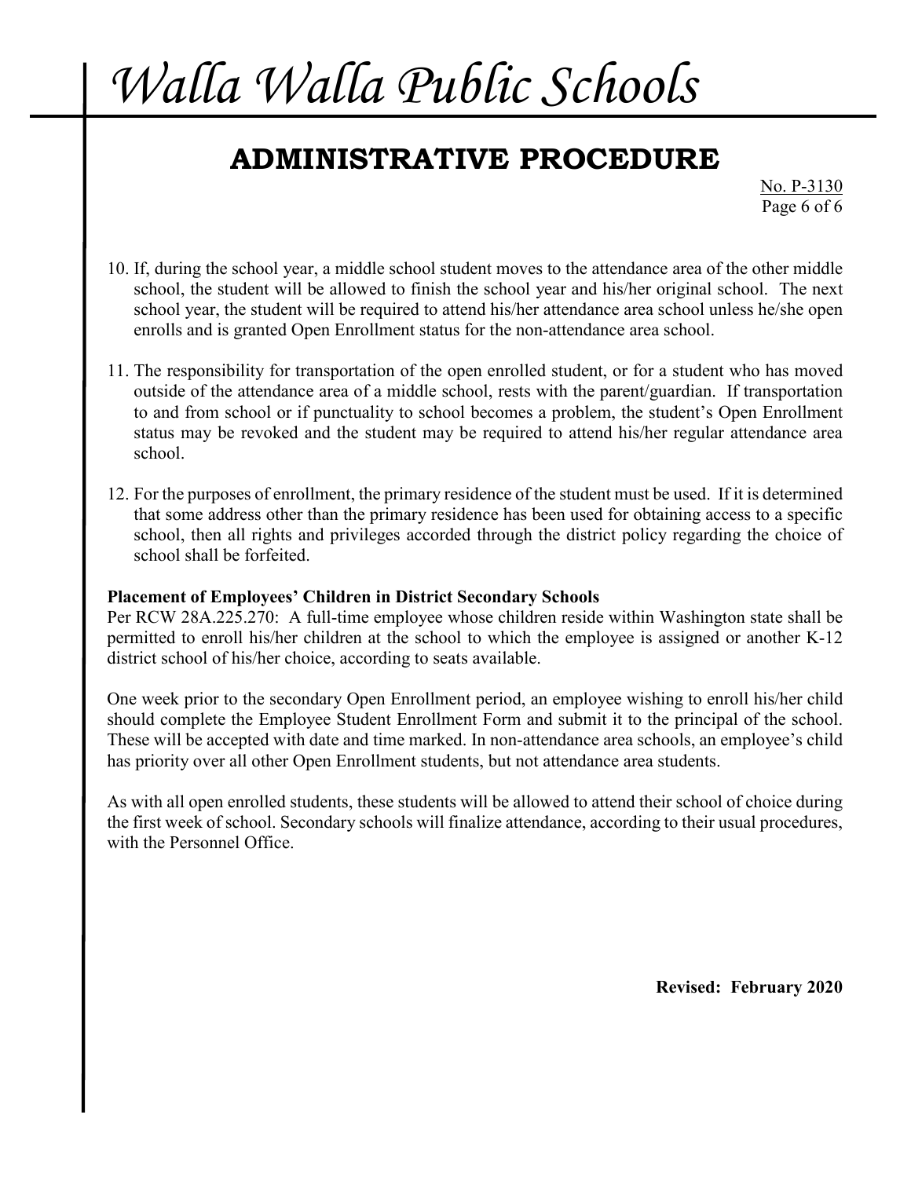# Walla Walla Public Schools

## ADMINISTRATIVE PROCEDURE

No. P-3130

10. If, during the school year, a middle school student moves to the attendance area of the other middle school, the student will be allowed to finish the school year and his/her original school. The next school year, the student will be required to attend his/her attendance area school unless he/she open enrolls and is granted Open Enrollment status for the non-attendance area school.

11. The responsibility for transportation of the open enrolled student, or for a student who has moved outside of the attendance area of a middle school, rests with the parent/guardian. If transportation to and from school or if punctuality to school becomes a problem, the student's Open Enrollment status may be revoked and the student may be required to attend his/her regular attendance area school.

12. For the purposes of enrollment, the primary residence of the student must be used. If it is determined that some address other than the primary residence has been used for obtaining access to a specific school, then all rights and privileges accorded through the district policy regarding the choice of school shall be forfeited.

**Placement of Employees' Children in District Secondary Schools**

Per RCW 28A.225.270: A full-time employee whose children reside within Washington state shall be permitted to enroll his/her children at the school to which the employee is assigned or another K-12 district school of his/her choice, according to seats available.

One week prior to the secondary Open Enrollment period, an employee wishing to enroll his/her child should complete the Employee Student Enrollment Form and submit it to the principal of the school. These will be accepted with date and time marked. In non-attendance area schools, an employee's child has priority over all other Open Enrollment students, but not attendance area students.

As with all open enrolled students, these students will be allowed to attend their school of choice during the first week of school. Secondary schools will finalize attendance, according to their usual procedures, with the Personnel Office.

**Revised: February 2020**